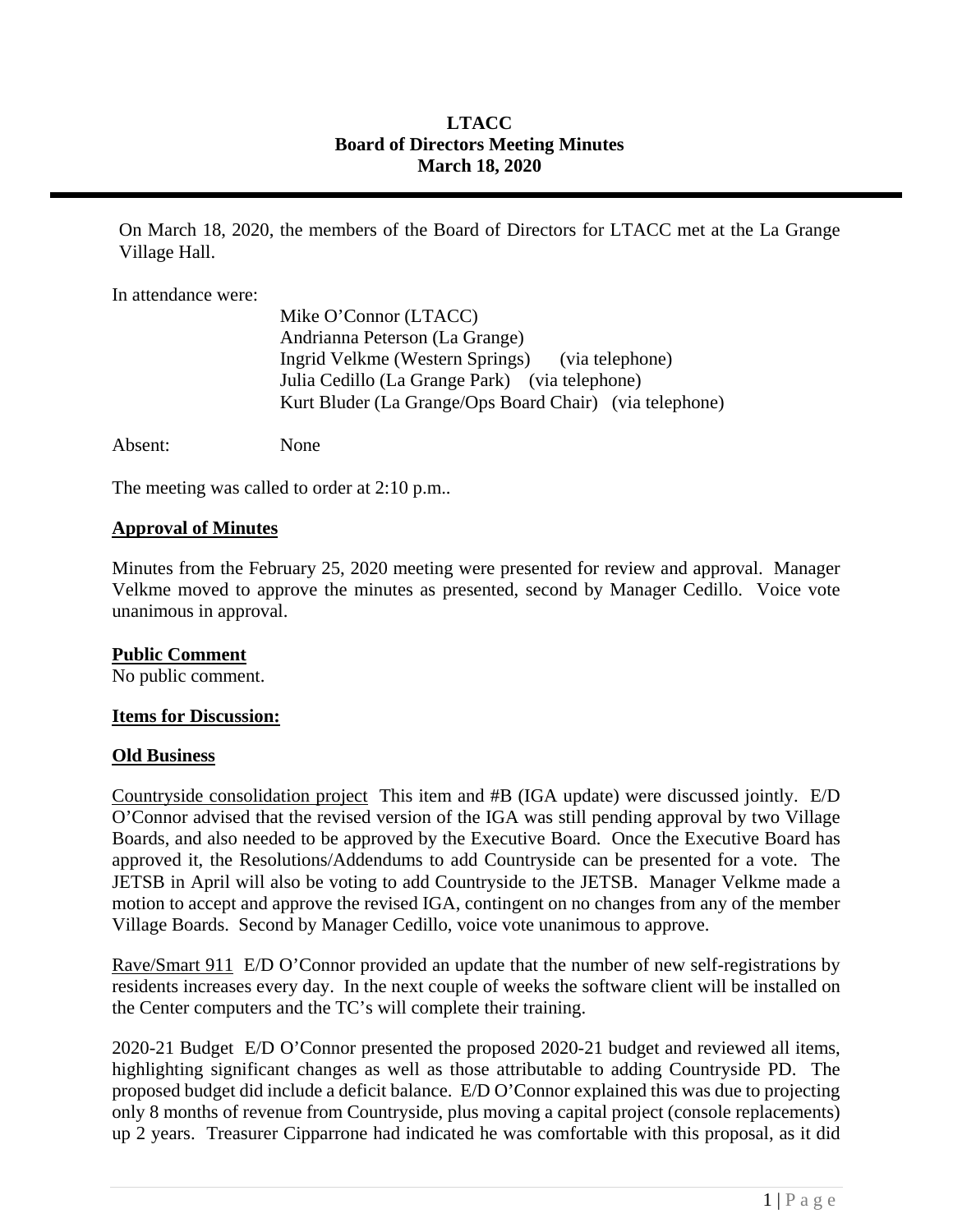# LTACC
## Board of Directors Meeting Minutes
## March 18, 2020

---

On March 18, 2020, the members of the Board of Directors for LTACC met at the La Grange Village Hall.

In attendance were:

Mike O'Connor (LTACC)
Andrianna Peterson (La Grange)
Ingrid Velkme (Western Springs) (via telephone)
Julia Cedillo (La Grange Park) (via telephone)
Kurt Bluder (La Grange/Ops Board Chair) (via telephone)

Absent: None

The meeting was called to order at 2:10 p.m..

**Approval of Minutes**

Minutes from the February 25, 2020 meeting were presented for review and approval. Manager Velkme moved to approve the minutes as presented, second by Manager Cedillo. Voice vote unanimous in approval.

**Public Comment**

No public comment.

**Items for Discussion:**

**Old Business**

Countryside consolidation project This item and #B (IGA update) were discussed jointly. E/D O'Connor advised that the revised version of the IGA was still pending approval by two Village Boards, and also needed to be approved by the Executive Board. Once the Executive Board has approved it, the Resolutions/Addendums to add Countryside can be presented for a vote. The JETSB in April will also be voting to add Countryside to the JETSB. Manager Velkme made a motion to accept and approve the revised IGA, contingent on no changes from any of the member Village Boards. Second by Manager Cedillo, voice vote unanimous to approve.

Rave/Smart 911 E/D O'Connor provided an update that the number of new self-registrations by residents increases every day. In the next couple of weeks the software client will be installed on the Center computers and the TC's will complete their training.

2020-21 Budget E/D O'Connor presented the proposed 2020-21 budget and reviewed all items, highlighting significant changes as well as those attributable to adding Countryside PD. The proposed budget did include a deficit balance. E/D O'Connor explained this was due to projecting only 8 months of revenue from Countryside, plus moving a capital project (console replacements) up 2 years. Treasurer Cipparrone had indicated he was comfortable with this proposal, as it did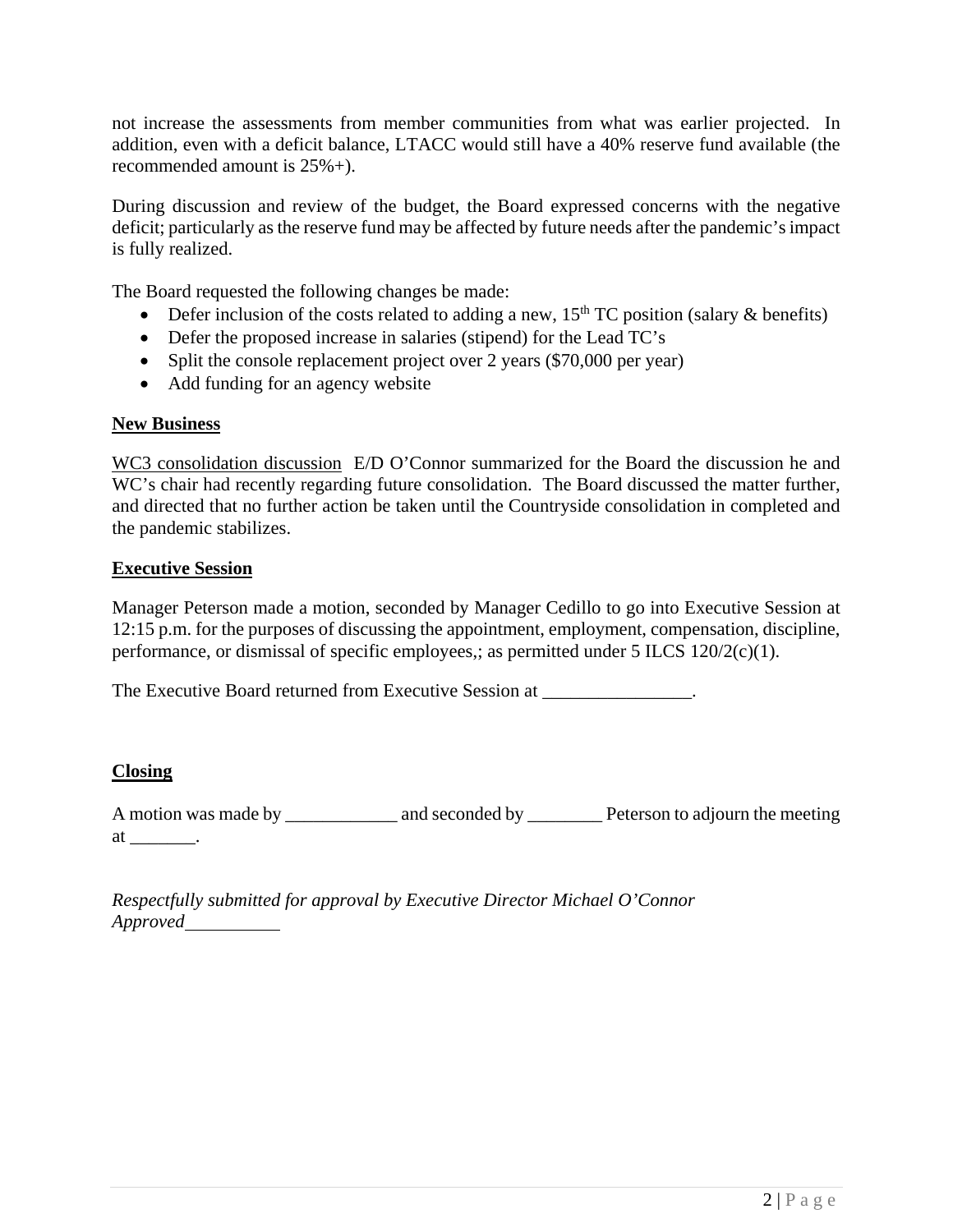not increase the assessments from member communities from what was earlier projected. In addition, even with a deficit balance, LTACC would still have a 40% reserve fund available (the recommended amount is 25%+).

During discussion and review of the budget, the Board expressed concerns with the negative deficit; particularly as the reserve fund may be affected by future needs after the pandemic's impact is fully realized.

The Board requested the following changes be made:

- Defer inclusion of the costs related to adding a new, 15th TC position (salary & benefits)
- Defer the proposed increase in salaries (stipend) for the Lead TC's
- Split the console replacement project over 2 years ($70,000 per year)
- Add funding for an agency website

**New Business**

WC3 consolidation discussion E/D O'Connor summarized for the Board the discussion he and WC's chair had recently regarding future consolidation. The Board discussed the matter further, and directed that no further action be taken until the Countryside consolidation in completed and the pandemic stabilizes.

**Executive Session**

Manager Peterson made a motion, seconded by Manager Cedillo to go into Executive Session at 12:15 p.m. for the purposes of discussing the appointment, employment, compensation, discipline, performance, or dismissal of specific employees,; as permitted under 5 ILCS 120/2(c)(1).

The Executive Board returned from Executive Session at ________________.

**Closing**

A motion was made by ____________ and seconded by ________ Peterson to adjourn the meeting at _______.

*Respectfully submitted for approval by Executive Director Michael O'Connor*
*Approved*__________